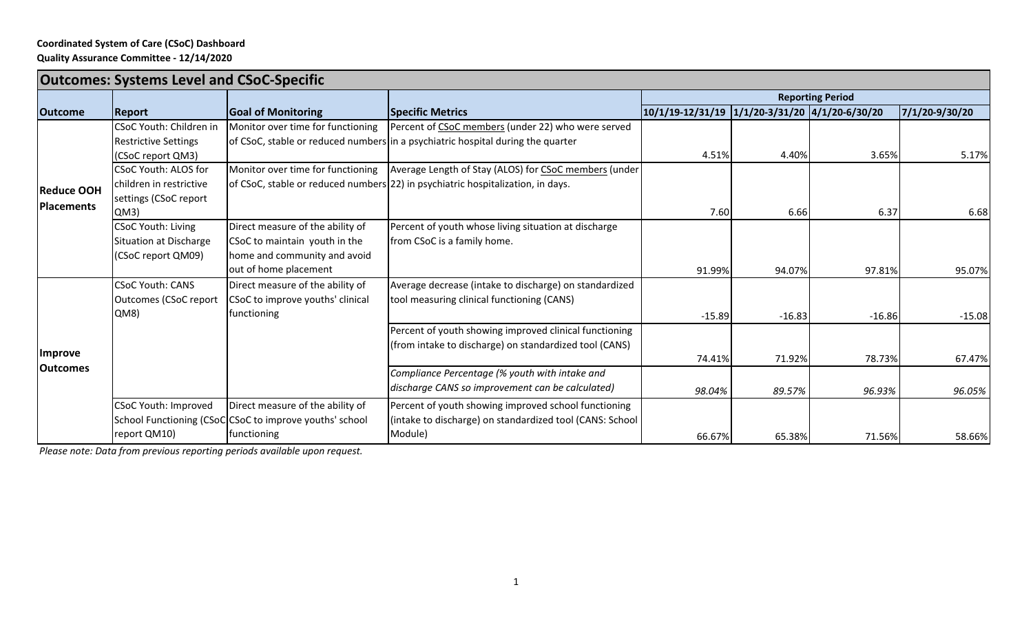**Coordinated System of Care (CSoC) Dashboard**
**Quality Assurance Committee - 12/14/2020**

| Outcomes: Systems Level and CSoC-Specific | | | | | | | |
|---|---|---|---|---|---|---|---|
| | | | | Reporting Period | | | |
| **Outcome** | **Report** | **Goal of Monitoring** | **Specific Metrics** | **10/1/19-12/31/19** | **1/1/20-3/31/20** | **4/1/20-6/30/20** | **7/1/20-9/30/20** |
| **Reduce OOH Placements** | CSoC Youth: Children in Restrictive Settings (CSoC report QM3) | Monitor over time for functioning of CSoC, stable or reduced numbers | Percent of CSoC members (under 22) who were served in a psychiatric hospital during the quarter | 4.51% | 4.40% | 3.65% | 5.17% |
| | CSoC Youth: ALOS for children in restrictive settings (CSoC report QM3) | Monitor over time for functioning of CSoC, stable or reduced numbers | Average Length of Stay (ALOS) for CSoC members (under 22) in psychiatric hospitalization, in days. | 7.60 | 6.66 | 6.37 | 6.68 |
| | CSoC Youth: Living Situation at Discharge (CSoC report QM09) | Direct measure of the ability of CSoC to maintain youth in the home and community and avoid out of home placement | Percent of youth whose living situation at discharge from CSoC is a family home. | 91.99% | 94.07% | 97.81% | 95.07% |
| **Improve Outcomes** | CSoC Youth: CANS Outcomes (CSoC report QM8) | Direct measure of the ability of CSoC to improve youths' clinical functioning | Average decrease (intake to discharge) on standardized tool measuring clinical functioning (CANS) | -15.89 | -16.83 | -16.86 | -15.08 |
| | | | Percent of youth showing improved clinical functioning (from intake to discharge) on standardized tool (CANS) | 74.41% | 71.92% | 78.73% | 67.47% |
| | | | *Compliance Percentage (% youth with intake and discharge CANS so improvement can be calculated)* | *98.04%* | *89.57%* | *96.93%* | *96.05%* |
| | CSoC Youth: Improved School Functioning (CSoC report QM10) | Direct measure of the ability of CSoC to improve youths' school functioning | Percent of youth showing improved school functioning (intake to discharge) on standardized tool (CANS: School Module) | 66.67% | 65.38% | 71.56% | 58.66% |

*Please note: Data from previous reporting periods available upon request.*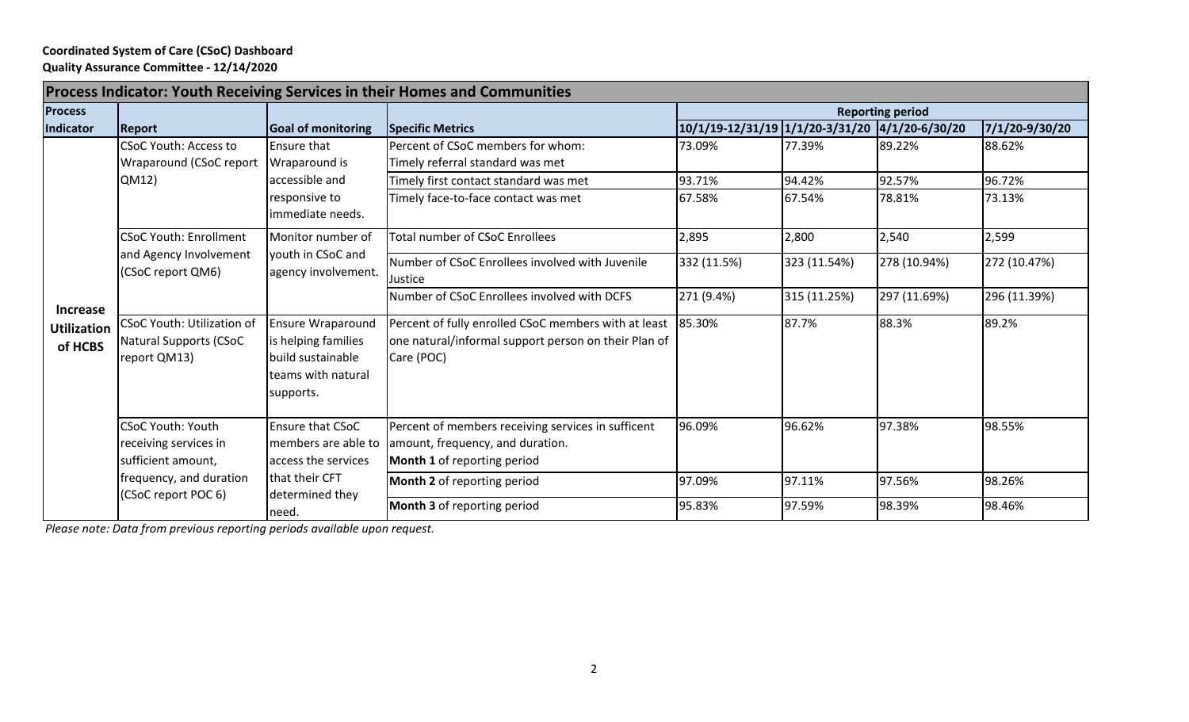**Coordinated System of Care (CSoC) Dashboard**
**Quality Assurance Committee - 12/14/2020**

| Process Indicator: Youth Receiving Services in their Homes and Communities | | | | | | | |
|---|---|---|---|---|---|---|---|
| **Process Indicator** | **Report** | **Goal of monitoring** | **Specific Metrics** | **Reporting period** | | | |
| | | | | **10/1/19-12/31/19** | **1/1/20-3/31/20** | **4/1/20-6/30/20** | **7/1/20-9/30/20** |
| **Increase Utilization of HCBS** | CSoC Youth: Access to Wraparound (CSoC report QM12) | Ensure that Wraparound is accessible and responsive to immediate needs. | Percent of CSoC members for whom: Timely referral standard was met | 73.09% | 77.39% | 89.22% | 88.62% |
| | | | Timely first contact standard was met | 93.71% | 94.42% | 92.57% | 96.72% |
| | | | Timely face-to-face contact was met | 67.58% | 67.54% | 78.81% | 73.13% |
| | CSoC Youth: Enrollment and Agency Involvement (CSoC report QM6) | Monitor number of youth in CSoC and agency involvement. | Total number of CSoC Enrollees | 2,895 | 2,800 | 2,540 | 2,599 |
| | | | Number of CSoC Enrollees involved with Juvenile Justice | 332 (11.5%) | 323 (11.54%) | 278 (10.94%) | 272 (10.47%) |
| | | | Number of CSoC Enrollees involved with DCFS | 271 (9.4%) | 315 (11.25%) | 297 (11.69%) | 296 (11.39%) |
| | CSoC Youth: Utilization of Natural Supports (CSoC report QM13) | Ensure Wraparound is helping families build sustainable teams with natural supports. | Percent of fully enrolled CSoC members with at least one natural/informal support person on their Plan of Care (POC) | 85.30% | 87.7% | 88.3% | 89.2% |
| | CSoC Youth: Youth receiving services in sufficient amount, frequency, and duration (CSoC report POC 6) | Ensure that CSoC members are able to access the services that their CFT determined they need. | Percent of members receiving services in sufficent amount, frequency, and duration. **Month 1** of reporting period | 96.09% | 96.62% | 97.38% | 98.55% |
| | | | **Month 2** of reporting period | 97.09% | 97.11% | 97.56% | 98.26% |
| | | | **Month 3** of reporting period | 95.83% | 97.59% | 98.39% | 98.46% |

*Please note: Data from previous reporting periods available upon request.*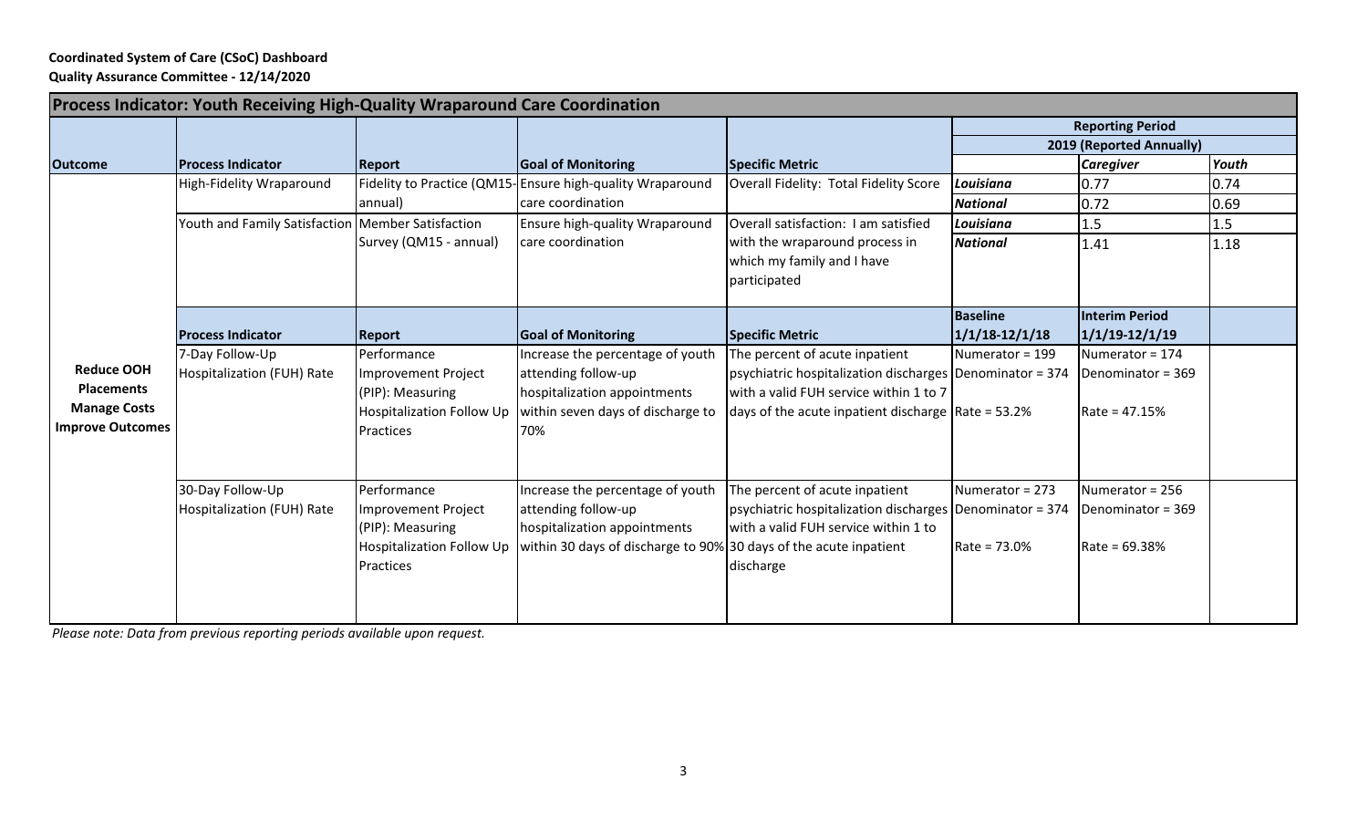**Coordinated System of Care (CSoC) Dashboard**
**Quality Assurance Committee - 12/14/2020**

| Process Indicator: Youth Receiving High-Quality Wraparound Care Coordination | | | | | | | |
|---|---|---|---|---|---|---|---|
| | | | | | **Reporting Period** | | |
| | | | | | **2019 (Reported Annually)** | | |
| **Outcome** | **Process Indicator** | **Report** | **Goal of Monitoring** | **Specific Metric** | | ***Caregiver*** | ***Youth*** |
| **Reduce OOH Placements Manage Costs Improve Outcomes** | High-Fidelity Wraparound | Fidelity to Practice (QM15-annual) | Ensure high-quality Wraparound care coordination | Overall Fidelity: Total Fidelity Score | ***Louisiana*** | 0.77 | 0.74 |
| | | | | | ***National*** | 0.72 | 0.69 |
| | Youth and Family Satisfaction | Member Satisfaction Survey (QM15 - annual) | Ensure high-quality Wraparound care coordination | Overall satisfaction: I am satisfied with the wraparound process in which my family and I have participated | ***Louisiana*** | 1.5 | 1.5 |
| | | | | | ***National*** | 1.41 | 1.18 |
| | **Process Indicator** | **Report** | **Goal of Monitoring** | **Specific Metric** | **Baseline 1/1/18-12/1/18** | **Interim Period 1/1/19-12/1/19** | |
| | 7-Day Follow-Up Hospitalization (FUH) Rate | Performance Improvement Project (PIP): Measuring Hospitalization Follow Up Practices | Increase the percentage of youth attending follow-up hospitalization appointments within seven days of discharge to 70% | The percent of acute inpatient psychiatric hospitalization discharges with a valid FUH service within 1 to 7 days of the acute inpatient discharge | Numerator = 199<br>Denominator = 374<br>Rate = 53.2% | Numerator = 174<br>Denominator = 369<br>Rate = 47.15% | |
| | 30-Day Follow-Up Hospitalization (FUH) Rate | Performance Improvement Project (PIP): Measuring Hospitalization Follow Up Practices | Increase the percentage of youth attending follow-up hospitalization appointments within 30 days of discharge to 90% | The percent of acute inpatient psychiatric hospitalization discharges with a valid FUH service within 1 to 30 days of the acute inpatient discharge | Numerator = 273<br>Denominator = 374<br>Rate = 73.0% | Numerator = 256<br>Denominator = 369<br>Rate = 69.38% | |

*Please note: Data from previous reporting periods available upon request.*